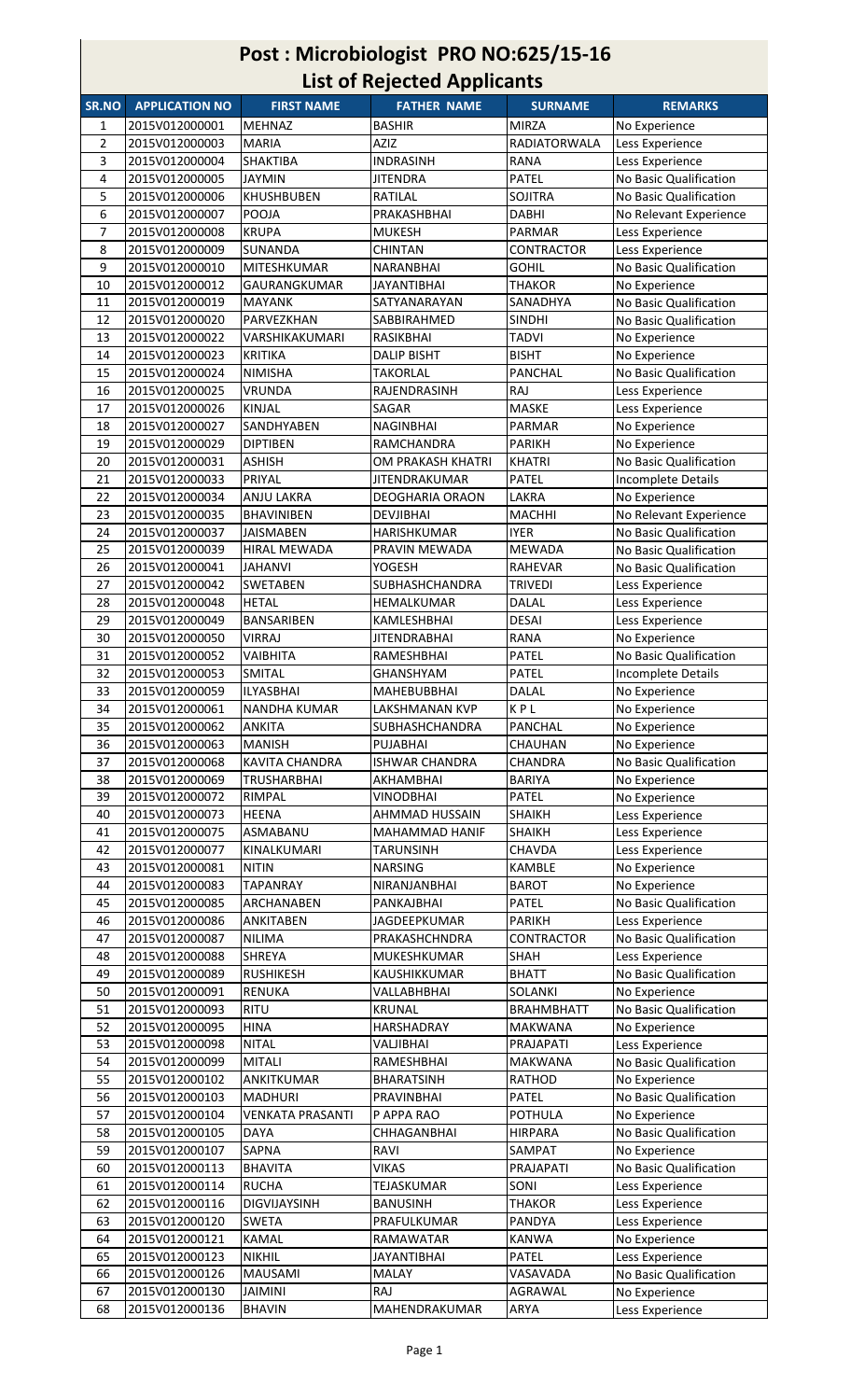# Post : Microbiologist PRO NO:625/15-16

## List of Rejected Applicants

| SR.NO | APPLICATION NO | FIRST NAME | FATHER NAME | SURNAME | REMARKS |
|---|---|---|---|---|---|
| 1 | 2015V012000001 | MEHNAZ | BASHIR | MIRZA | No Experience |
| 2 | 2015V012000003 | MARIA | AZIZ | RADIATORWALA | Less Experience |
| 3 | 2015V012000004 | SHAKTIBA | INDRASINH | RANA | Less Experience |
| 4 | 2015V012000005 | JAYMIN | JITENDRA | PATEL | No Basic Qualification |
| 5 | 2015V012000006 | KHUSHBUBEN | RATILAL | SOJITRA | No Basic Qualification |
| 6 | 2015V012000007 | POOJA | PRAKASHBHAI | DABHI | No Relevant Experience |
| 7 | 2015V012000008 | KRUPA | MUKESH | PARMAR | Less Experience |
| 8 | 2015V012000009 | SUNANDA | CHINTAN | CONTRACTOR | Less Experience |
| 9 | 2015V012000010 | MITESHKUMAR | NARANBHAI | GOHIL | No Basic Qualification |
| 10 | 2015V012000012 | GAURANGKUMAR | JAYANTIBHAI | THAKOR | No Experience |
| 11 | 2015V012000019 | MAYANK | SATYANARAYAN | SANADHYA | No Basic Qualification |
| 12 | 2015V012000020 | PARVEZKHAN | SABBIRAHMED | SINDHI | No Basic Qualification |
| 13 | 2015V012000022 | VARSHIKAKUMARI | RASIKBHAI | TADVI | No Experience |
| 14 | 2015V012000023 | KRITIKA | DALIP BISHT | BISHT | No Experience |
| 15 | 2015V012000024 | NIMISHA | TAKORLAL | PANCHAL | No Basic Qualification |
| 16 | 2015V012000025 | VRUNDA | RAJENDRASINH | RAJ | Less Experience |
| 17 | 2015V012000026 | KINJAL | SAGAR | MASKE | Less Experience |
| 18 | 2015V012000027 | SANDHYABEN | NAGINBHAI | PARMAR | No Experience |
| 19 | 2015V012000029 | DIPTIBEN | RAMCHANDRA | PARIKH | No Experience |
| 20 | 2015V012000031 | ASHISH | OM PRAKASH KHATRI | KHATRI | No Basic Qualification |
| 21 | 2015V012000033 | PRIYAL | JITENDRAKUMAR | PATEL | Incomplete Details |
| 22 | 2015V012000034 | ANJU LAKRA | DEOGHARIA ORAON | LAKRA | No Experience |
| 23 | 2015V012000035 | BHAVINIBEN | DEVJIBHAI | MACHHI | No Relevant Experience |
| 24 | 2015V012000037 | JAISMABEN | HARISHKUMAR | IYER | No Basic Qualification |
| 25 | 2015V012000039 | HIRAL MEWADA | PRAVIN MEWADA | MEWADA | No Basic Qualification |
| 26 | 2015V012000041 | JAHANVI | YOGESH | RAHEVAR | No Basic Qualification |
| 27 | 2015V012000042 | SWETABEN | SUBHASHCHANDRA | TRIVEDI | Less Experience |
| 28 | 2015V012000048 | HETAL | HEMALKUMAR | DALAL | Less Experience |
| 29 | 2015V012000049 | BANSARIBEN | KAMLESHBHAI | DESAI | Less Experience |
| 30 | 2015V012000050 | VIRRAJ | JITENDRABHAI | RANA | No Experience |
| 31 | 2015V012000052 | VAIBHITA | RAMESHBHAI | PATEL | No Basic Qualification |
| 32 | 2015V012000053 | SMITAL | GHANSHYAM | PATEL | Incomplete Details |
| 33 | 2015V012000059 | ILYASBHAI | MAHEBUBBHAI | DALAL | No Experience |
| 34 | 2015V012000061 | NANDHA KUMAR | LAKSHMANAN KVP | K P L | No Experience |
| 35 | 2015V012000062 | ANKITA | SUBHASHCHANDRA | PANCHAL | No Experience |
| 36 | 2015V012000063 | MANISH | PUJABHAI | CHAUHAN | No Experience |
| 37 | 2015V012000068 | KAVITA CHANDRA | ISHWAR CHANDRA | CHANDRA | No Basic Qualification |
| 38 | 2015V012000069 | TRUSHARBHAI | AKHAMBHAI | BARIYA | No Experience |
| 39 | 2015V012000072 | RIMPAL | VINODBHAI | PATEL | No Experience |
| 40 | 2015V012000073 | HEENA | AHMMAD HUSSAIN | SHAIKH | Less Experience |
| 41 | 2015V012000075 | ASMABANU | MAHAMMAD HANIF | SHAIKH | Less Experience |
| 42 | 2015V012000077 | KINALKUMARI | TARUNSINH | CHAVDA | Less Experience |
| 43 | 2015V012000081 | NITIN | NARSING | KAMBLE | No Experience |
| 44 | 2015V012000083 | TAPANRAY | NIRANJANBHAI | BAROT | No Experience |
| 45 | 2015V012000085 | ARCHANABEN | PANKAJBHAI | PATEL | No Basic Qualification |
| 46 | 2015V012000086 | ANKITABEN | JAGDEEPKUMAR | PARIKH | Less Experience |
| 47 | 2015V012000087 | NILIMA | PRAKASHCHNDRA | CONTRACTOR | No Basic Qualification |
| 48 | 2015V012000088 | SHREYA | MUKESHKUMAR | SHAH | Less Experience |
| 49 | 2015V012000089 | RUSHIKESH | KAUSHIKKUMAR | BHATT | No Basic Qualification |
| 50 | 2015V012000091 | RENUKA | VALLABHBHAI | SOLANKI | No Experience |
| 51 | 2015V012000093 | RITU | KRUNAL | BRAHMBHATT | No Basic Qualification |
| 52 | 2015V012000095 | HINA | HARSHADRAY | MAKWANA | No Experience |
| 53 | 2015V012000098 | NITAL | VALJIBHAI | PRAJAPATI | Less Experience |
| 54 | 2015V012000099 | MITALI | RAMESHBHAI | MAKWANA | No Basic Qualification |
| 55 | 2015V012000102 | ANKITKUMAR | BHARATSINH | RATHOD | No Experience |
| 56 | 2015V012000103 | MADHURI | PRAVINBHAI | PATEL | No Basic Qualification |
| 57 | 2015V012000104 | VENKATA PRASANTI | P APPA RAO | POTHULA | No Experience |
| 58 | 2015V012000105 | DAYA | CHHAGANBHAI | HIRPARA | No Basic Qualification |
| 59 | 2015V012000107 | SAPNA | RAVI | SAMPAT | No Experience |
| 60 | 2015V012000113 | BHAVITA | VIKAS | PRAJAPATI | No Basic Qualification |
| 61 | 2015V012000114 | RUCHA | TEJASKUMAR | SONI | Less Experience |
| 62 | 2015V012000116 | DIGVIJAYSINH | BANUSINH | THAKOR | Less Experience |
| 63 | 2015V012000120 | SWETA | PRAFULKUMAR | PANDYA | Less Experience |
| 64 | 2015V012000121 | KAMAL | RAMAWATAR | KANWA | No Experience |
| 65 | 2015V012000123 | NIKHIL | JAYANTIBHAI | PATEL | Less Experience |
| 66 | 2015V012000126 | MAUSAMI | MALAY | VASAVADA | No Basic Qualification |
| 67 | 2015V012000130 | JAIMINI | RAJ | AGRAWAL | No Experience |
| 68 | 2015V012000136 | BHAVIN | MAHENDRAKUMAR | ARYA | Less Experience |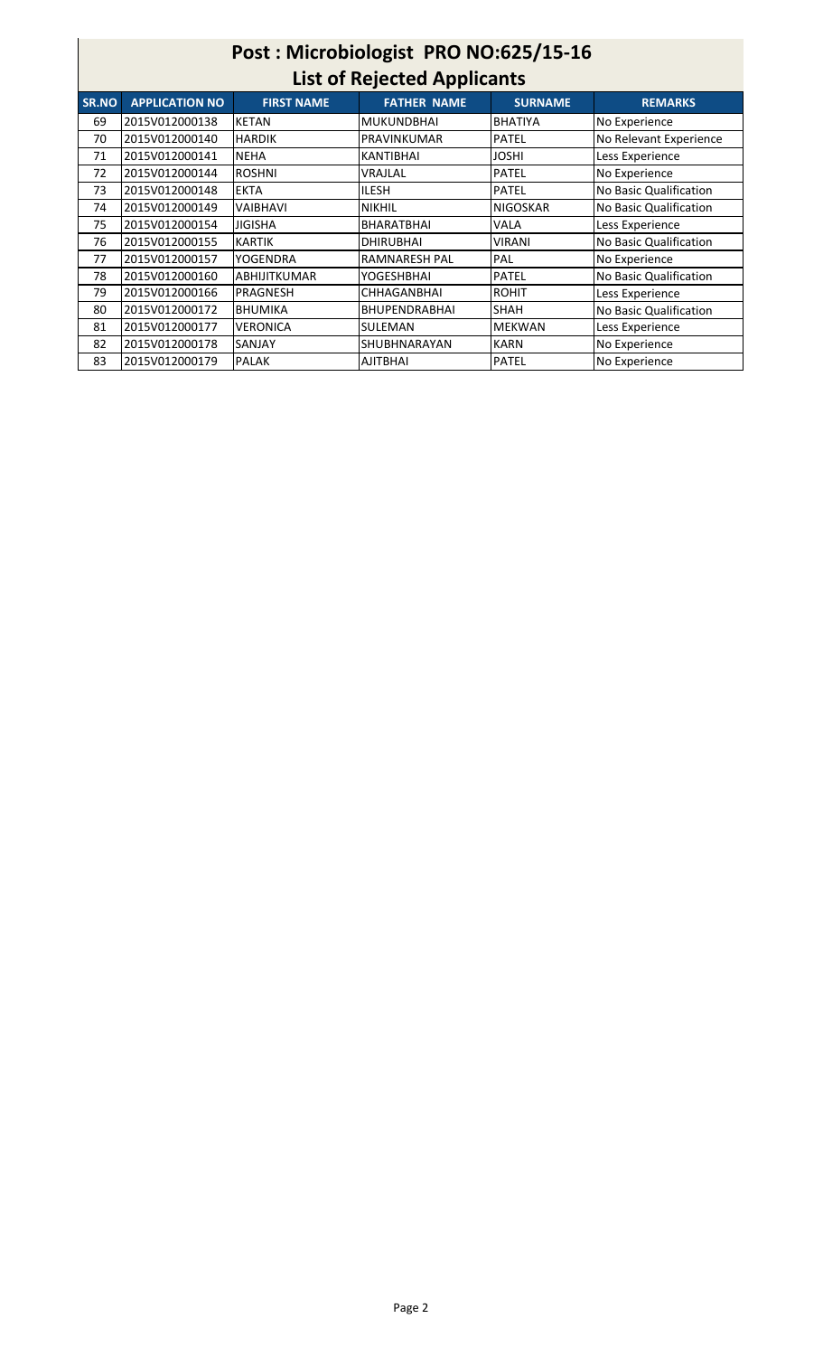# Post : Microbiologist PRO NO:625/15-16

## List of Rejected Applicants

| SR.NO | APPLICATION NO | FIRST NAME | FATHER NAME | SURNAME | REMARKS |
|---|---|---|---|---|---|
| 69 | 2015V012000138 | KETAN | MUKUNDBHAI | BHATIYA | No Experience |
| 70 | 2015V012000140 | HARDIK | PRAVINKUMAR | PATEL | No Relevant Experience |
| 71 | 2015V012000141 | NEHA | KANTIBHAI | JOSHI | Less Experience |
| 72 | 2015V012000144 | ROSHNI | VRAJLAL | PATEL | No Experience |
| 73 | 2015V012000148 | EKTA | ILESH | PATEL | No Basic Qualification |
| 74 | 2015V012000149 | VAIBHAVI | NIKHIL | NIGOSKAR | No Basic Qualification |
| 75 | 2015V012000154 | JIGISHA | BHARATBHAI | VALA | Less Experience |
| 76 | 2015V012000155 | KARTIK | DHIRUBHAI | VIRANI | No Basic Qualification |
| 77 | 2015V012000157 | YOGENDRA | RAMNARESH PAL | PAL | No Experience |
| 78 | 2015V012000160 | ABHIJITKUMAR | YOGESHBHAI | PATEL | No Basic Qualification |
| 79 | 2015V012000166 | PRAGNESH | CHHAGANBHAI | ROHIT | Less Experience |
| 80 | 2015V012000172 | BHUMIKA | BHUPENDRABHAI | SHAH | No Basic Qualification |
| 81 | 2015V012000177 | VERONICA | SULEMAN | MEKWAN | Less Experience |
| 82 | 2015V012000178 | SANJAY | SHUBHNARAYAN | KARN | No Experience |
| 83 | 2015V012000179 | PALAK | AJITBHAI | PATEL | No Experience |